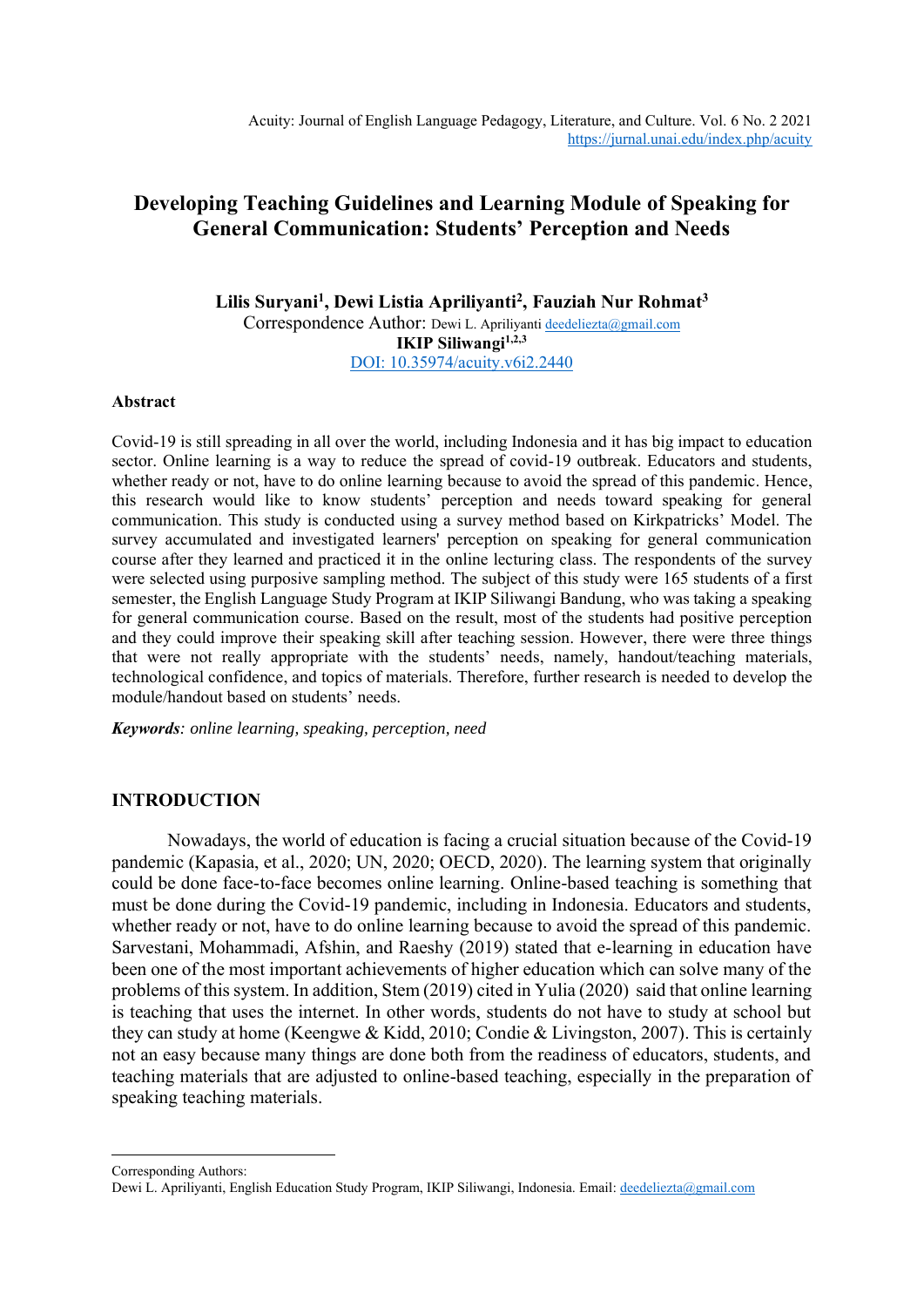# Developing Teaching Guidelines and Learning Module of Speaking for General Communication: Students' Perception and Needs

**Lilis Suryani[1], Dewi Listia Apriliyanti[2], Fauziah Nur Rohmat[3]**

Correspondence Author: Dewi L. Apriliyanti deedeliezta@gmail.com

**IKIP Siliwangi[1,2,3]**

DOI: 10.35974/acuity.v6i2.2440

### Abstract

Covid-19 is still spreading in all over the world, including Indonesia and it has big impact to education sector. Online learning is a way to reduce the spread of covid-19 outbreak. Educators and students, whether ready or not, have to do online learning because to avoid the spread of this pandemic. Hence, this research would like to know students' perception and needs toward speaking for general communication. This study is conducted using a survey method based on Kirkpatricks' Model. The survey accumulated and investigated learners' perception on speaking for general communication course after they learned and practiced it in the online lecturing class. The respondents of the survey were selected using purposive sampling method. The subject of this study were 165 students of a first semester, the English Language Study Program at IKIP Siliwangi Bandung, who was taking a speaking for general communication course. Based on the result, most of the students had positive perception and they could improve their speaking skill after teaching session. However, there were three things that were not really appropriate with the students' needs, namely, handout/teaching materials, technological confidence, and topics of materials. Therefore, further research is needed to develop the module/handout based on students' needs.

***Keywords****: online learning, speaking, perception, need*

## INTRODUCTION

Nowadays, the world of education is facing a crucial situation because of the Covid-19 pandemic (Kapasia, et al., 2020; UN, 2020; OECD, 2020). The learning system that originally could be done face-to-face becomes online learning. Online-based teaching is something that must be done during the Covid-19 pandemic, including in Indonesia. Educators and students, whether ready or not, have to do online learning because to avoid the spread of this pandemic. Sarvestani, Mohammadi, Afshin, and Raeshy (2019) stated that e-learning in education have been one of the most important achievements of higher education which can solve many of the problems of this system. In addition, Stem (2019) cited in Yulia (2020) said that online learning is teaching that uses the internet. In other words, students do not have to study at school but they can study at home (Keengwe & Kidd, 2010; Condie & Livingston, 2007). This is certainly not an easy because many things are done both from the readiness of educators, students, and teaching materials that are adjusted to online-based teaching, especially in the preparation of speaking teaching materials.

---

Corresponding Authors:
Dewi L. Apriliyanti, English Education Study Program, IKIP Siliwangi, Indonesia. Email: deedeliezta@gmail.com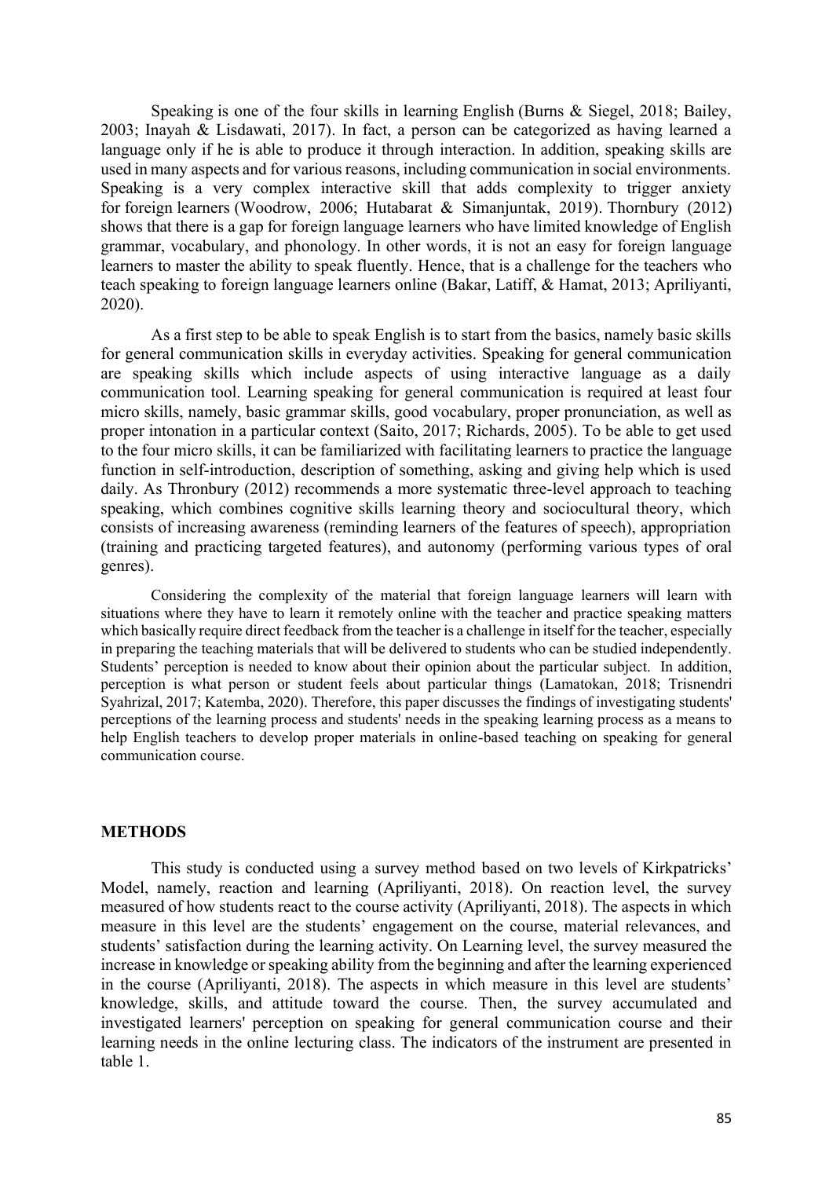Speaking is one of the four skills in learning English (Burns & Siegel, 2018; Bailey, 2003; Inayah & Lisdawati, 2017). In fact, a person can be categorized as having learned a language only if he is able to produce it through interaction. In addition, speaking skills are used in many aspects and for various reasons, including communication in social environments. Speaking is a very complex interactive skill that adds complexity to trigger anxiety for foreign learners (Woodrow, 2006; Hutabarat & Simanjuntak, 2019). Thornbury (2012) shows that there is a gap for foreign language learners who have limited knowledge of English grammar, vocabulary, and phonology. In other words, it is not an easy for foreign language learners to master the ability to speak fluently. Hence, that is a challenge for the teachers who teach speaking to foreign language learners online (Bakar, Latiff, & Hamat, 2013; Apriliyanti, 2020).

As a first step to be able to speak English is to start from the basics, namely basic skills for general communication skills in everyday activities. Speaking for general communication are speaking skills which include aspects of using interactive language as a daily communication tool. Learning speaking for general communication is required at least four micro skills, namely, basic grammar skills, good vocabulary, proper pronunciation, as well as proper intonation in a particular context (Saito, 2017; Richards, 2005). To be able to get used to the four micro skills, it can be familiarized with facilitating learners to practice the language function in self-introduction, description of something, asking and giving help which is used daily. As Thronbury (2012) recommends a more systematic three-level approach to teaching speaking, which combines cognitive skills learning theory and sociocultural theory, which consists of increasing awareness (reminding learners of the features of speech), appropriation (training and practicing targeted features), and autonomy (performing various types of oral genres).

Considering the complexity of the material that foreign language learners will learn with situations where they have to learn it remotely online with the teacher and practice speaking matters which basically require direct feedback from the teacher is a challenge in itself for the teacher, especially in preparing the teaching materials that will be delivered to students who can be studied independently. Students' perception is needed to know about their opinion about the particular subject. In addition, perception is what person or student feels about particular things (Lamatokan, 2018; Trisnendri Syahrizal, 2017; Katemba, 2020). Therefore, this paper discusses the findings of investigating students' perceptions of the learning process and students' needs in the speaking learning process as a means to help English teachers to develop proper materials in online-based teaching on speaking for general communication course.

## METHODS

This study is conducted using a survey method based on two levels of Kirkpatricks' Model, namely, reaction and learning (Apriliyanti, 2018). On reaction level, the survey measured of how students react to the course activity (Apriliyanti, 2018). The aspects in which measure in this level are the students' engagement on the course, material relevances, and students' satisfaction during the learning activity. On Learning level, the survey measured the increase in knowledge or speaking ability from the beginning and after the learning experienced in the course (Apriliyanti, 2018). The aspects in which measure in this level are students' knowledge, skills, and attitude toward the course. Then, the survey accumulated and investigated learners' perception on speaking for general communication course and their learning needs in the online lecturing class. The indicators of the instrument are presented in table 1.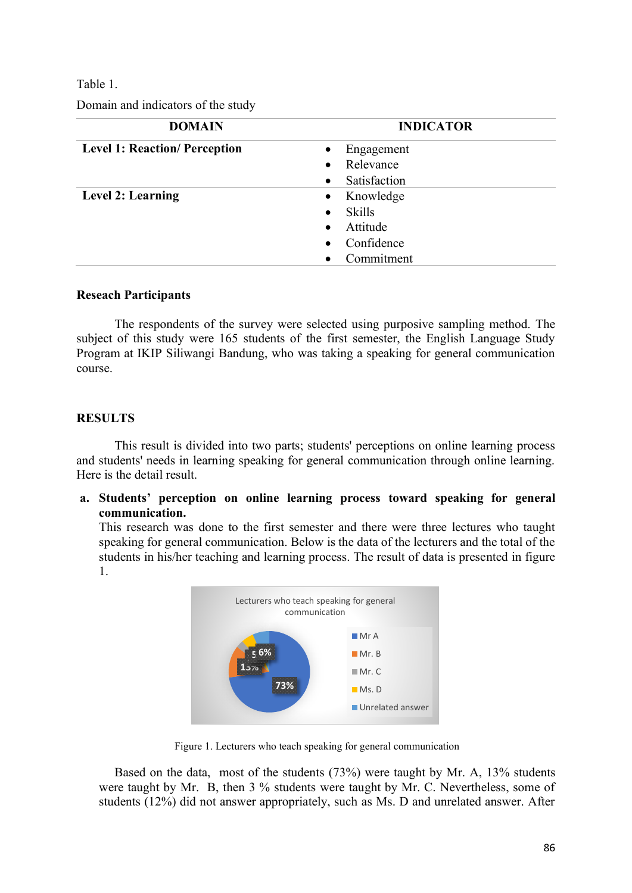Table 1.

Domain and indicators of the study

| DOMAIN | INDICATOR |
|---|---|
| **Level 1: Reaction/ Perception** | • Engagement<br>• Relevance<br>• Satisfaction |
| **Level 2: Learning** | • Knowledge<br>• Skills<br>• Attitude<br>• Confidence<br>• Commitment |

## Reseach Participants

The respondents of the survey were selected using purposive sampling method. The subject of this study were 165 students of the first semester, the English Language Study Program at IKIP Siliwangi Bandung, who was taking a speaking for general communication course.

## RESULTS

This result is divided into two parts; students' perceptions on online learning process and students' needs in learning speaking for general communication through online learning. Here is the detail result.

**a. Students' perception on online learning process toward speaking for general communication.**

This research was done to the first semester and there were three lectures who taught speaking for general communication. Below is the data of the lecturers and the total of the students in his/her teaching and learning process. The result of data is presented in figure 1.

Figure 1. Lecturers who teach speaking for general communication

Based on the data, most of the students (73%) were taught by Mr. A, 13% students were taught by Mr. B, then 3 % students were taught by Mr. C. Nevertheless, some of students (12%) did not answer appropriately, such as Ms. D and unrelated answer. After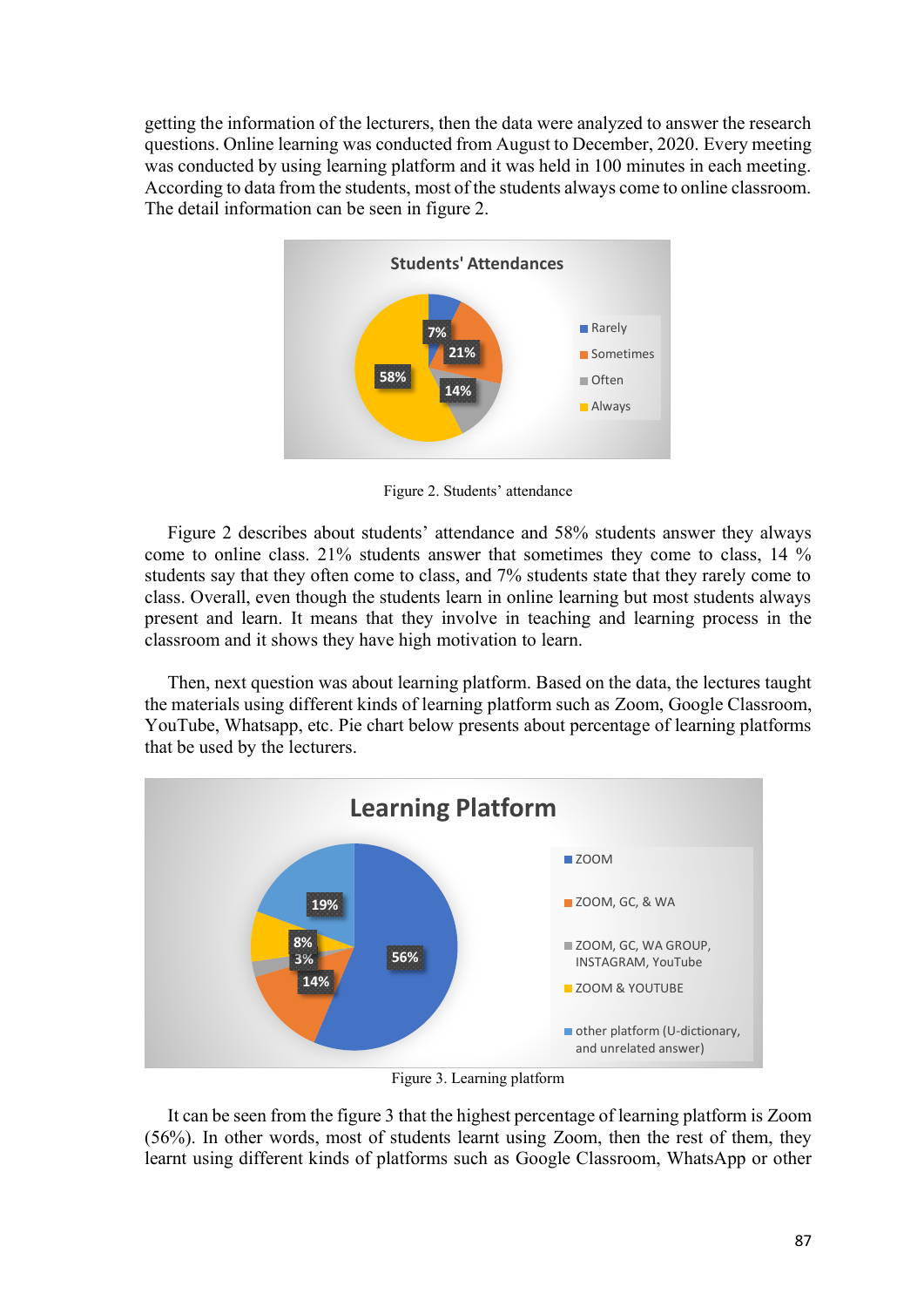getting the information of the lecturers, then the data were analyzed to answer the research questions. Online learning was conducted from August to December, 2020. Every meeting was conducted by using learning platform and it was held in 100 minutes in each meeting. According to data from the students, most of the students always come to online classroom. The detail information can be seen in figure 2.

Figure 2. Students' attendance

Figure 2 describes about students' attendance and 58% students answer they always come to online class. 21% students answer that sometimes they come to class, 14 % students say that they often come to class, and 7% students state that they rarely come to class. Overall, even though the students learn in online learning but most students always present and learn. It means that they involve in teaching and learning process in the classroom and it shows they have high motivation to learn.

Then, next question was about learning platform. Based on the data, the lectures taught the materials using different kinds of learning platform such as Zoom, Google Classroom, YouTube, Whatsapp, etc. Pie chart below presents about percentage of learning platforms that be used by the lecturers.

Figure 3. Learning platform

It can be seen from the figure 3 that the highest percentage of learning platform is Zoom (56%). In other words, most of students learnt using Zoom, then the rest of them, they learnt using different kinds of platforms such as Google Classroom, WhatsApp or other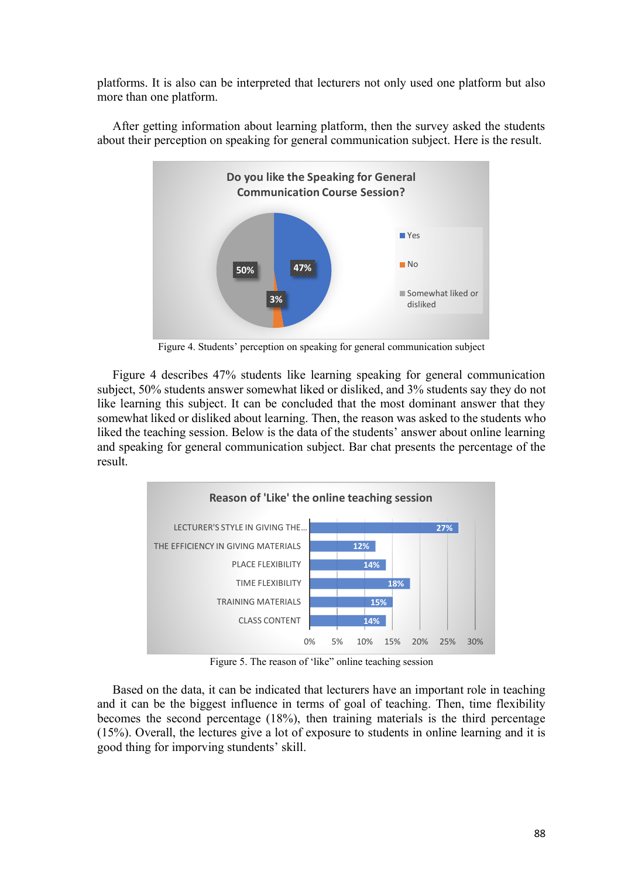platforms. It is also can be interpreted that lecturers not only used one platform but also more than one platform.

After getting information about learning platform, then the survey asked the students about their perception on speaking for general communication subject. Here is the result.

Figure 4. Students' perception on speaking for general communication subject

Figure 4 describes 47% students like learning speaking for general communication subject, 50% students answer somewhat liked or disliked, and 3% students say they do not like learning this subject. It can be concluded that the most dominant answer that they somewhat liked or disliked about learning. Then, the reason was asked to the students who liked the teaching session. Below is the data of the students' answer about online learning and speaking for general communication subject. Bar chat presents the percentage of the result.

Figure 5. The reason of 'like" online teaching session

Based on the data, it can be indicated that lecturers have an important role in teaching and it can be the biggest influence in terms of goal of teaching. Then, time flexibility becomes the second percentage (18%), then training materials is the third percentage (15%). Overall, the lectures give a lot of exposure to students in online learning and it is good thing for imporving stundents' skill.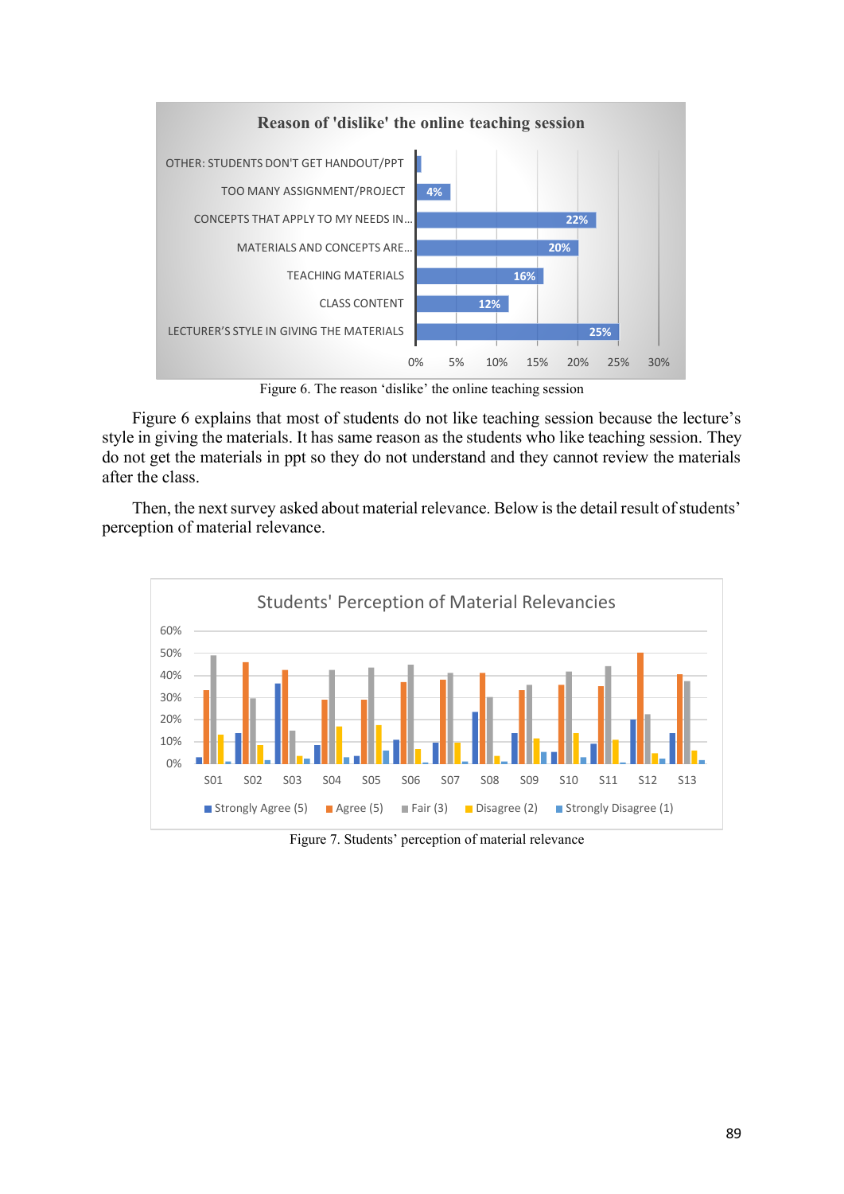Figure 6. The reason 'dislike' the online teaching session

Figure 6 explains that most of students do not like teaching session because the lecture's style in giving the materials. It has same reason as the students who like teaching session. They do not get the materials in ppt so they do not understand and they cannot review the materials after the class.

Then, the next survey asked about material relevance. Below is the detail result of students' perception of material relevance.

Figure 7. Students' perception of material relevance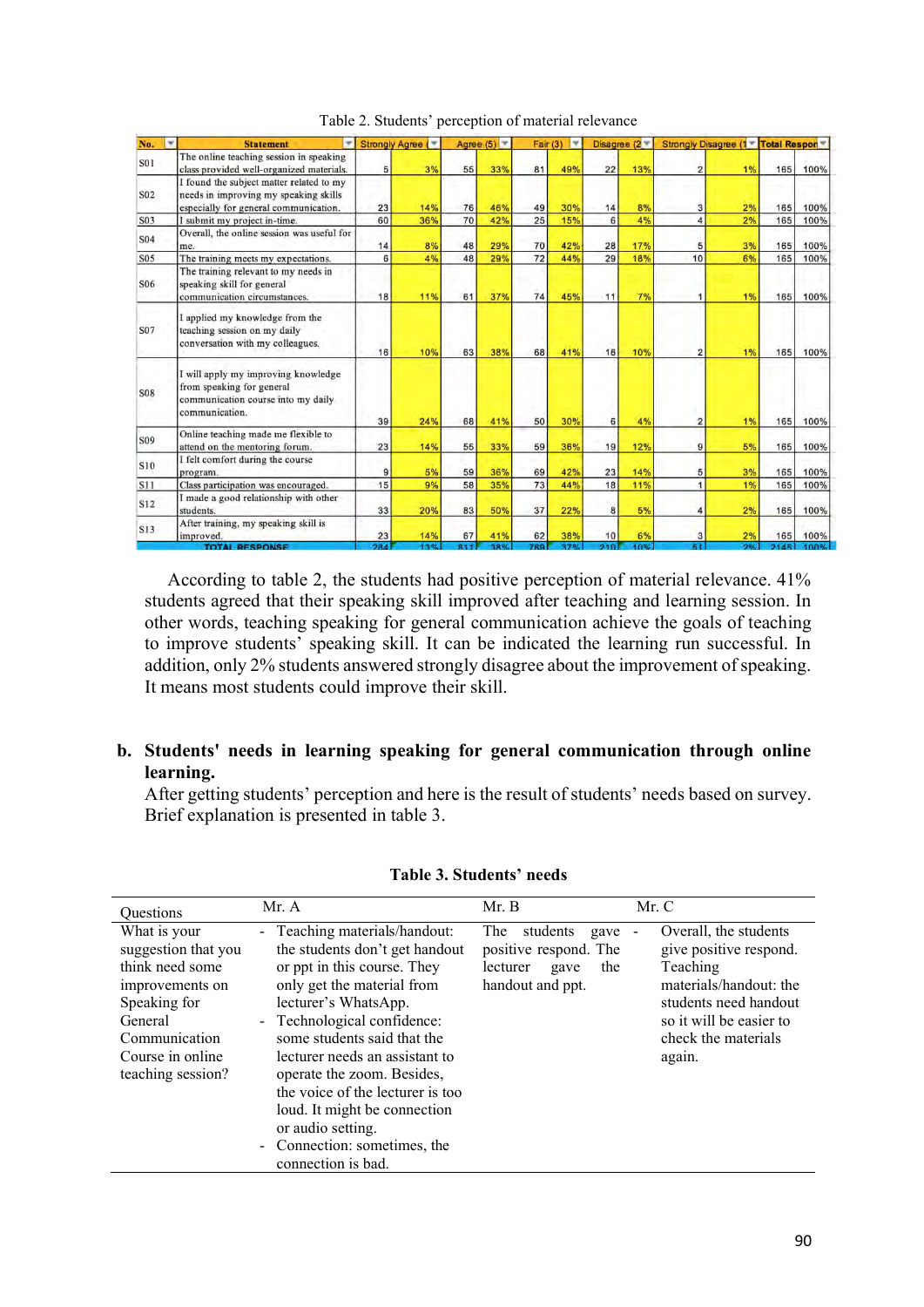Table 2. Students' perception of material relevance

| No. | Statement | Strongly Agree ( | | Agree (5) | | Fair (3) | | Disagree (2 | | Strongly Disagree (1 | | Total Respon | |
|---|---|---|---|---|---|---|---|---|---|---|---|---|---|
| S01 | The online teaching session in speaking class provided well-organized materials. | 5 | 3% | 55 | 33% | 81 | 49% | 22 | 13% | 2 | 1% | 165 | 100% |
| S02 | I found the subject matter related to my needs in improving my speaking skills especially for general communication. | 23 | 14% | 76 | 46% | 49 | 30% | 14 | 8% | 3 | 2% | 165 | 100% |
| S03 | I submit my project in-time. | 60 | 36% | 70 | 42% | 25 | 15% | 6 | 4% | 4 | 2% | 165 | 100% |
| S04 | Overall, the online session was useful for me. | 14 | 8% | 48 | 29% | 70 | 42% | 28 | 17% | 5 | 3% | 165 | 100% |
| S05 | The training meets my expectations. | 6 | 4% | 48 | 29% | 72 | 44% | 29 | 18% | 10 | 6% | 165 | 100% |
| S06 | The training relevant to my needs in speaking skill for general communication circumstances. | 18 | 11% | 61 | 37% | 74 | 45% | 11 | 7% | 1 | 1% | 165 | 100% |
| S07 | I applied my knowledge from the teaching session on my daily conversation with my colleagues. | 16 | 10% | 63 | 38% | 68 | 41% | 16 | 10% | 2 | 1% | 165 | 100% |
| S08 | I will apply my improving knowledge from speaking for general communication course into my daily communication. | 39 | 24% | 68 | 41% | 50 | 30% | 6 | 4% | 2 | 1% | 165 | 100% |
| S09 | Online teaching made me flexible to attend on the mentoring forum. | 23 | 14% | 55 | 33% | 59 | 36% | 19 | 12% | 9 | 5% | 165 | 100% |
| S10 | I felt comfort during the course program. | 9 | 5% | 59 | 36% | 69 | 42% | 23 | 14% | 5 | 3% | 165 | 100% |
| S11 | Class participation was encouraged. | 15 | 9% | 58 | 35% | 73 | 44% | 18 | 11% | 1 | 1% | 165 | 100% |
| S12 | I made a good relationship with other students. | 33 | 20% | 83 | 50% | 37 | 22% | 8 | 5% | 4 | 2% | 165 | 100% |
| S13 | After training, my speaking skill is improved. | 23 | 14% | 67 | 41% | 62 | 38% | 10 | 6% | 3 | 2% | 165 | 100% |
| | TOTAL RESPONSE | 284 | 13% | 811 | 38% | 789 | 37% | 210 | 10% | 51 | 2% | 2145 | 100% |

According to table 2, the students had positive perception of material relevance. 41% students agreed that their speaking skill improved after teaching and learning session. In other words, teaching speaking for general communication achieve the goals of teaching to improve students' speaking skill. It can be indicated the learning run successful. In addition, only 2% students answered strongly disagree about the improvement of speaking. It means most students could improve their skill.

**b. Students' needs in learning speaking for general communication through online learning.**

After getting students' perception and here is the result of students' needs based on survey. Brief explanation is presented in table 3.

**Table 3. Students' needs**

| Questions | Mr. A | Mr. B | Mr. C |
|---|---|---|---|
| What is your suggestion that you think need some improvements on Speaking for General Communication Course in online teaching session? | - Teaching materials/handout: the students don't get handout or ppt in this course. They only get the material from lecturer's WhatsApp.<br>- Technological confidence: some students said that the lecturer needs an assistant to operate the zoom. Besides, the voice of the lecturer is too loud. It might be connection or audio setting.<br>- Connection: sometimes, the connection is bad. | The students gave positive respond. The lecturer gave the handout and ppt. | - Overall, the students give positive respond. Teaching materials/handout: the students need handout so it will be easier to check the materials again. |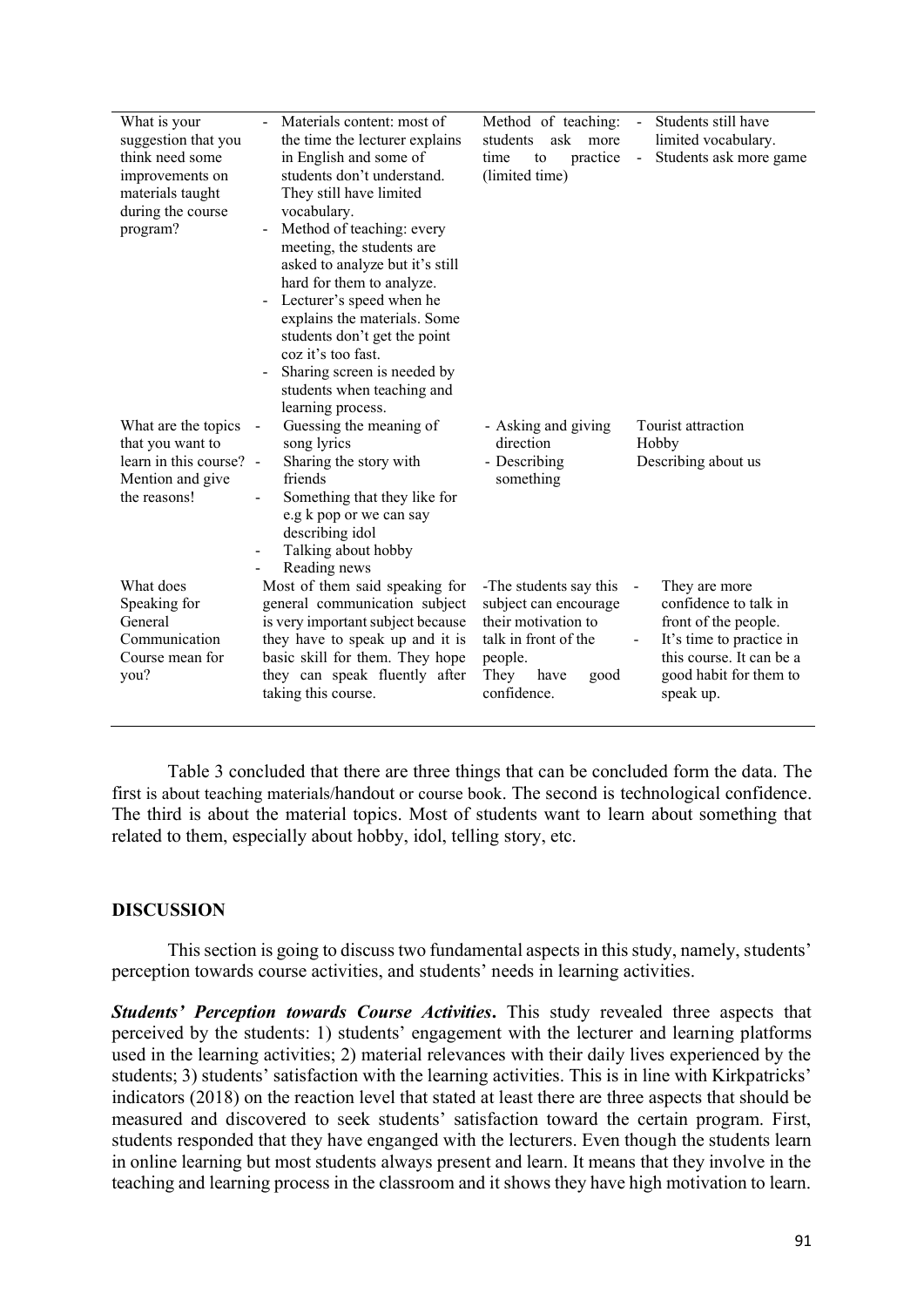| | | | |
|---|---|---|---|
| What is your suggestion that you think need some improvements on materials taught during the course program? | - Materials content: most of the time the lecturer explains in English and some of students don't understand. They still have limited vocabulary.<br>- Method of teaching: every meeting, the students are asked to analyze but it's still hard for them to analyze.<br>- Lecturer's speed when he explains the materials. Some students don't get the point coz it's too fast.<br>- Sharing screen is needed by students when teaching and learning process. | Method of teaching: students ask more time to practice (limited time) | - Students still have limited vocabulary.<br>- Students ask more game |
| What are the topics that you want to learn in this course? Mention and give the reasons! | - Guessing the meaning of song lyrics<br>- Sharing the story with friends<br>- Something that they like for e.g k pop or we can say describing idol<br>- Talking about hobby<br>- Reading news | - Asking and giving direction<br>- Describing something | Tourist attraction<br>Hobby<br>Describing about us |
| What does Speaking for General Communication Course mean for you? | Most of them said speaking for general communication subject is very important subject because they have to speak up and it is basic skill for them. They hope they can speak fluently after taking this course. | -The students say this subject can encourage their motivation to talk in front of the people. They have good confidence. | - They are more confidence to talk in front of the people.<br>- It's time to practice in this course. It can be a good habit for them to speak up. |

Table 3 concluded that there are three things that can be concluded form the data. The first is about teaching materials/handout or course book. The second is technological confidence. The third is about the material topics. Most of students want to learn about something that related to them, especially about hobby, idol, telling story, etc.

## DISCUSSION

This section is going to discuss two fundamental aspects in this study, namely, students' perception towards course activities, and students' needs in learning activities.

***Students' Perception towards Course Activities*****.** This study revealed three aspects that perceived by the students: 1) students' engagement with the lecturer and learning platforms used in the learning activities; 2) material relevances with their daily lives experienced by the students; 3) students' satisfaction with the learning activities. This is in line with Kirkpatricks' indicators (2018) on the reaction level that stated at least there are three aspects that should be measured and discovered to seek students' satisfaction toward the certain program. First, students responded that they have enganged with the lecturers. Even though the students learn in online learning but most students always present and learn. It means that they involve in the teaching and learning process in the classroom and it shows they have high motivation to learn.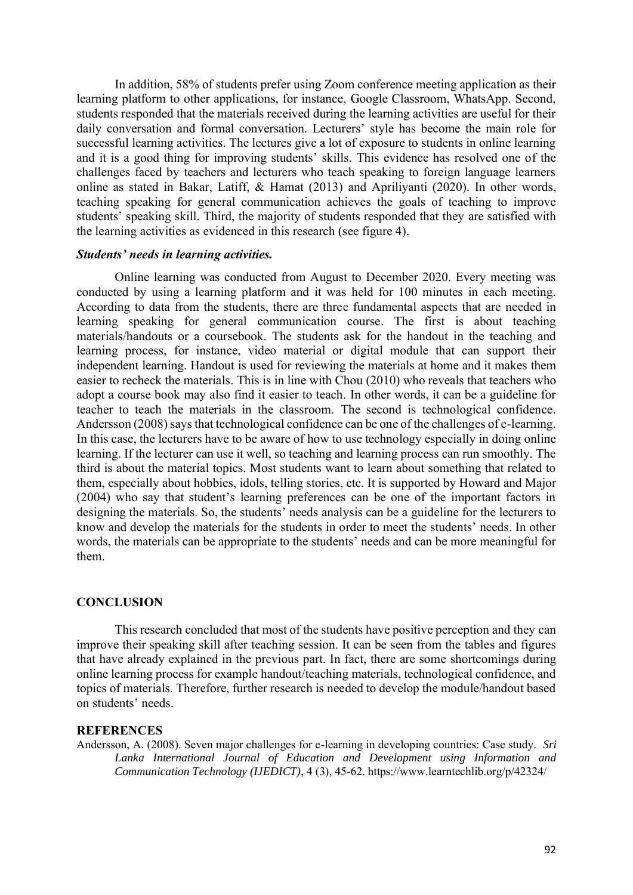In addition, 58% of students prefer using Zoom conference meeting application as their learning platform to other applications, for instance, Google Classroom, WhatsApp. Second, students responded that the materials received during the learning activities are useful for their daily conversation and formal conversation. Lecturers' style has become the main role for successful learning activities. The lectures give a lot of exposure to students in online learning and it is a good thing for improving students' skills. This evidence has resolved one of the challenges faced by teachers and lecturers who teach speaking to foreign language learners online as stated in Bakar, Latiff, & Hamat (2013) and Apriliyanti (2020). In other words, teaching speaking for general communication achieves the goals of teaching to improve students' speaking skill. Third, the majority of students responded that they are satisfied with the learning activities as evidenced in this research (see figure 4).

### *Students' needs in learning activities.*

Online learning was conducted from August to December 2020. Every meeting was conducted by using a learning platform and it was held for 100 minutes in each meeting. According to data from the students, there are three fundamental aspects that are needed in learning speaking for general communication course. The first is about teaching materials/handouts or a coursebook. The students ask for the handout in the teaching and learning process, for instance, video material or digital module that can support their independent learning. Handout is used for reviewing the materials at home and it makes them easier to recheck the materials. This is in line with Chou (2010) who reveals that teachers who adopt a course book may also find it easier to teach. In other words, it can be a guideline for teacher to teach the materials in the classroom. The second is technological confidence. Andersson (2008) says that technological confidence can be one of the challenges of e-learning. In this case, the lecturers have to be aware of how to use technology especially in doing online learning. If the lecturer can use it well, so teaching and learning process can run smoothly. The third is about the material topics. Most students want to learn about something that related to them, especially about hobbies, idols, telling stories, etc. It is supported by Howard and Major (2004) who say that student's learning preferences can be one of the important factors in designing the materials. So, the students' needs analysis can be a guideline for the lecturers to know and develop the materials for the students in order to meet the students' needs. In other words, the materials can be appropriate to the students' needs and can be more meaningful for them.

## CONCLUSION

This research concluded that most of the students have positive perception and they can improve their speaking skill after teaching session. It can be seen from the tables and figures that have already explained in the previous part. In fact, there are some shortcomings during online learning process for example handout/teaching materials, technological confidence, and topics of materials. Therefore, further research is needed to develop the module/handout based on students' needs.

## REFERENCES

Andersson, A. (2008). Seven major challenges for e-learning in developing countries: Case study. *Sri Lanka International Journal of Education and Development using Information and Communication Technology (IJEDICT)*, 4 (3), 45-62. https://www.learntechlib.org/p/42324/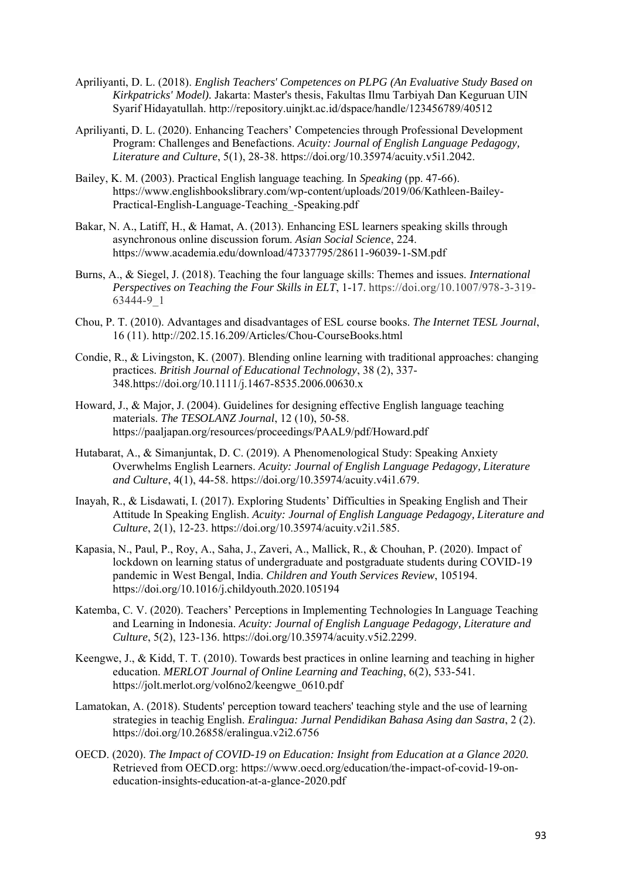Apriliyanti, D. L. (2018). *English Teachers' Competences on PLPG (An Evaluative Study Based on Kirkpatricks' Model).* Jakarta: Master's thesis, Fakultas Ilmu Tarbiyah Dan Keguruan UIN Syarif Hidayatullah. http://repository.uinjkt.ac.id/dspace/handle/123456789/40512

Apriliyanti, D. L. (2020). Enhancing Teachers' Competencies through Professional Development Program: Challenges and Benefactions. *Acuity: Journal of English Language Pedagogy, Literature and Culture*, 5(1), 28-38. https://doi.org/10.35974/acuity.v5i1.2042.

Bailey, K. M. (2003). Practical English language teaching. In *Speaking* (pp. 47-66). https://www.englishbookslibrary.com/wp-content/uploads/2019/06/Kathleen-Bailey-Practical-English-Language-Teaching_-Speaking.pdf

Bakar, N. A., Latiff, H., & Hamat, A. (2013). Enhancing ESL learners speaking skills through asynchronous online discussion forum. *Asian Social Science*, 224. https://www.academia.edu/download/47337795/28611-96039-1-SM.pdf

Burns, A., & Siegel, J. (2018). Teaching the four language skills: Themes and issues. *International Perspectives on Teaching the Four Skills in ELT*, 1-17. https://doi.org/10.1007/978-3-319-63444-9_1

Chou, P. T. (2010). Advantages and disadvantages of ESL course books. *The Internet TESL Journal*, 16 (11). http://202.15.16.209/Articles/Chou-CourseBooks.html

Condie, R., & Livingston, K. (2007). Blending online learning with traditional approaches: changing practices. *British Journal of Educational Technology*, 38 (2), 337-348.https://doi.org/10.1111/j.1467-8535.2006.00630.x

Howard, J., & Major, J. (2004). Guidelines for designing effective English language teaching materials. *The TESOLANZ Journal*, 12 (10), 50-58. https://paaljapan.org/resources/proceedings/PAAL9/pdf/Howard.pdf

Hutabarat, A., & Simanjuntak, D. C. (2019). A Phenomenological Study: Speaking Anxiety Overwhelms English Learners. *Acuity: Journal of English Language Pedagogy, Literature and Culture*, 4(1), 44-58. https://doi.org/10.35974/acuity.v4i1.679.

Inayah, R., & Lisdawati, I. (2017). Exploring Students' Difficulties in Speaking English and Their Attitude In Speaking English. *Acuity: Journal of English Language Pedagogy, Literature and Culture*, 2(1), 12-23. https://doi.org/10.35974/acuity.v2i1.585.

Kapasia, N., Paul, P., Roy, A., Saha, J., Zaveri, A., Mallick, R., & Chouhan, P. (2020). Impact of lockdown on learning status of undergraduate and postgraduate students during COVID-19 pandemic in West Bengal, India. *Children and Youth Services Review*, 105194. https://doi.org/10.1016/j.childyouth.2020.105194

Katemba, C. V. (2020). Teachers' Perceptions in Implementing Technologies In Language Teaching and Learning in Indonesia. *Acuity: Journal of English Language Pedagogy, Literature and Culture*, 5(2), 123-136. https://doi.org/10.35974/acuity.v5i2.2299.

Keengwe, J., & Kidd, T. T. (2010). Towards best practices in online learning and teaching in higher education. *MERLOT Journal of Online Learning and Teaching*, 6(2), 533-541. https://jolt.merlot.org/vol6no2/keengwe_0610.pdf

Lamatokan, A. (2018). Students' perception toward teachers' teaching style and the use of learning strategies in teachig English. *Eralingua: Jurnal Pendidikan Bahasa Asing dan Sastra*, 2 (2). https://doi.org/10.26858/eralingua.v2i2.6756

OECD. (2020). *The Impact of COVID-19 on Education: Insight from Education at a Glance 2020.* Retrieved from OECD.org: https://www.oecd.org/education/the-impact-of-covid-19-on-education-insights-education-at-a-glance-2020.pdf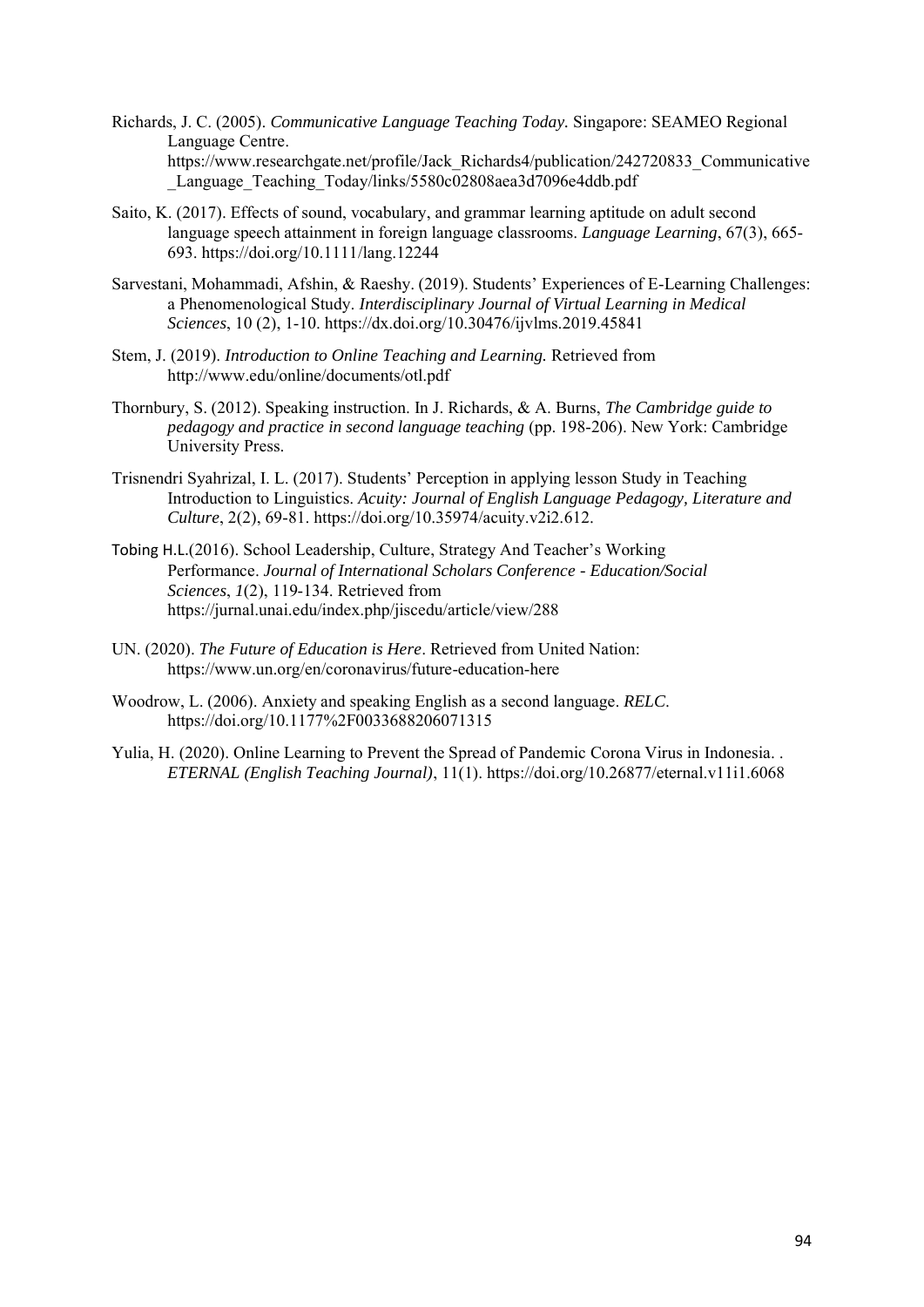Richards, J. C. (2005). *Communicative Language Teaching Today.* Singapore: SEAMEO Regional Language Centre. https://www.researchgate.net/profile/Jack_Richards4/publication/242720833_Communicative_Language_Teaching_Today/links/5580c02808aea3d7096e4ddb.pdf

Saito, K. (2017). Effects of sound, vocabulary, and grammar learning aptitude on adult second language speech attainment in foreign language classrooms. *Language Learning*, 67(3), 665-693. https://doi.org/10.1111/lang.12244

Sarvestani, Mohammadi, Afshin, & Raeshy. (2019). Students' Experiences of E-Learning Challenges: a Phenomenological Study. *Interdisciplinary Journal of Virtual Learning in Medical Sciences*, 10 (2), 1-10. https://dx.doi.org/10.30476/ijvlms.2019.45841

Stem, J. (2019). *Introduction to Online Teaching and Learning.* Retrieved from http://www.edu/online/documents/otl.pdf

Thornbury, S. (2012). Speaking instruction. In J. Richards, & A. Burns, *The Cambridge guide to pedagogy and practice in second language teaching* (pp. 198-206). New York: Cambridge University Press.

Trisnendri Syahrizal, I. L. (2017). Students' Perception in applying lesson Study in Teaching Introduction to Linguistics. *Acuity: Journal of English Language Pedagogy, Literature and Culture*, 2(2), 69-81. https://doi.org/10.35974/acuity.v2i2.612.

Tobing H.L.(2016). School Leadership, Culture, Strategy And Teacher's Working Performance. *Journal of International Scholars Conference - Education/Social Sciences*, *1*(2), 119-134. Retrieved from https://jurnal.unai.edu/index.php/jiscedu/article/view/288

UN. (2020). *The Future of Education is Here*. Retrieved from United Nation: https://www.un.org/en/coronavirus/future-education-here

Woodrow, L. (2006). Anxiety and speaking English as a second language. *RELC*. https://doi.org/10.1177%2F0033688206071315

Yulia, H. (2020). Online Learning to Prevent the Spread of Pandemic Corona Virus in Indonesia. . *ETERNAL (English Teaching Journal)*, 11(1). https://doi.org/10.26877/eternal.v11i1.6068